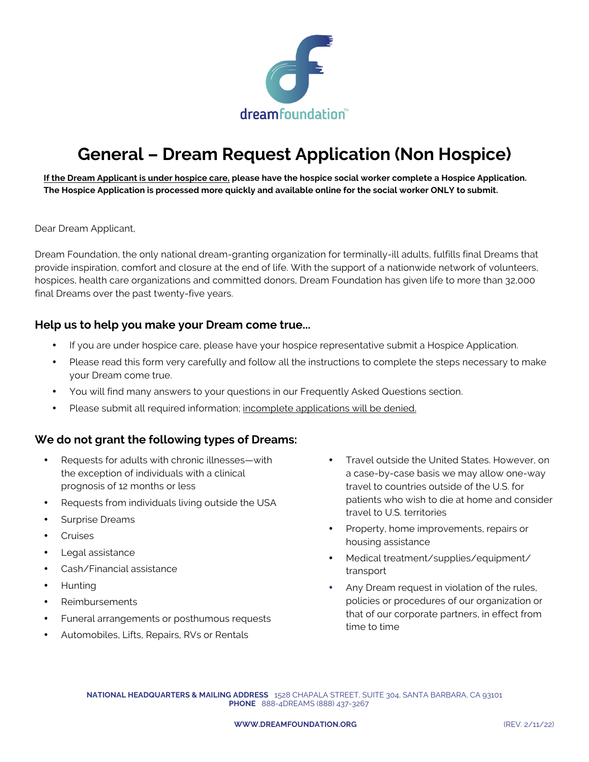dreamfoundation™

# General – Dream Request Application (Non Hospice)

**If the Dream Applicant is under hospice care, please have the hospice social worker complete a Hospice Application. The Hospice Application is processed more quickly and available online for the social worker ONLY to submit.**

Dear Dream Applicant,

Dream Foundation, the only national dream-granting organization for terminally-ill adults, fulfills final Dreams that provide inspiration, comfort and closure at the end of life. With the support of a nationwide network of volunteers, hospices, health care organizations and committed donors, Dream Foundation has given life to more than 32,000 final Dreams over the past twenty-five years.

## Help us to help you make your Dream come true…

- If you are under hospice care, please have your hospice representative submit a Hospice Application.
- Please read this form very carefully and follow all the instructions to complete the steps necessary to make your Dream come true.
- You will find many answers to your questions in our Frequently Asked Questions section.
- Please submit all required information; incomplete applications will be denied.

## We do not grant the following types of Dreams:

- Requests for adults with chronic illnesses—with the exception of individuals with a clinical prognosis of 12 months or less
- Requests from individuals living outside the USA
- Surprise Dreams
- Cruises
- Legal assistance
- Cash/Financial assistance
- Hunting
- Reimbursements
- Funeral arrangements or posthumous requests
- Automobiles, Lifts, Repairs, RVs or Rentals
- Travel outside the United States. However, on a case-by-case basis we may allow one-way travel to countries outside of the U.S. for patients who wish to die at home and consider travel to U.S. territories
- Property, home improvements, repairs or housing assistance
- Medical treatment/supplies/equipment/transport
- Any Dream request in violation of the rules, policies or procedures of our organization or that of our corporate partners, in effect from time to time

**NATIONAL HEADQUARTERS & MAILING ADDRESS** 1528 CHAPALA STREET, SUITE 304, SANTA BARBARA, CA 93101
**PHONE** 888-4DREAMS (888) 437-3267

**WWW.DREAMFOUNDATION.ORG** (REV. 2/11/22)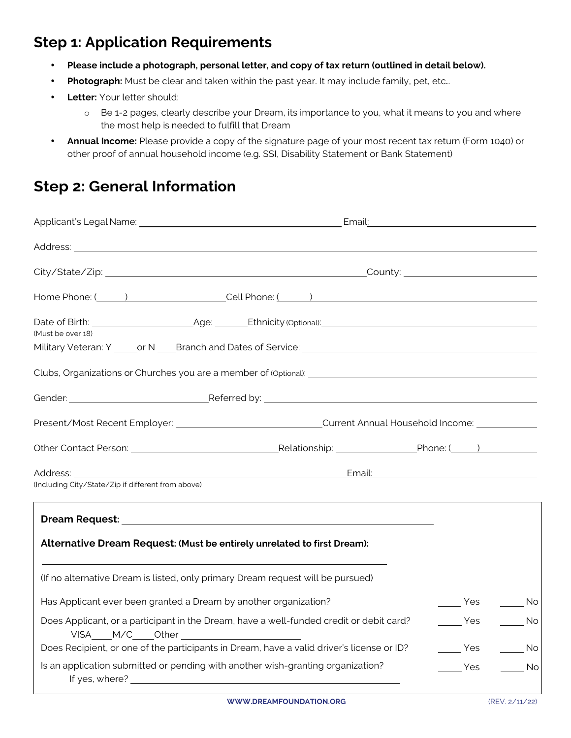## Step 1: Application Requirements

- **Please include a photograph, personal letter, and copy of tax return (outlined in detail below).**
- **Photograph:** Must be clear and taken within the past year. It may include family, pet, etc…
- **Letter:** Your letter should:
  - Be 1-2 pages, clearly describe your Dream, its importance to you, what it means to you and where the most help is needed to fulfill that Dream
- **Annual Income:** Please provide a copy of the signature page of your most recent tax return (Form 1040) or other proof of annual household income (e.g. SSI, Disability Statement or Bank Statement)

## Step 2: General Information

Applicant's Legal Name: ______________________________ Email: ______________________________

Address: ____________________________________________________________

City/State/Zip: ______________________________ County: ______________________________

Home Phone: (_____) ______________ Cell Phone: (_____) ______________

Date of Birth: ______________ Age: ______ Ethnicity (Optional): ______________________________
(Must be over 18)

Military Veteran: Y _____ or N ____ Branch and Dates of Service: ______________________________

Clubs, Organizations or Churches you are a member of (Optional): ______________________________

Gender: ______________________ Referred by: ______________________________

Present/Most Recent Employer: ______________________ Current Annual Household Income: __________

Other Contact Person: ______________________ Relationship: ______________ Phone: (_____) __________

Address: ______________________________ Email: ______________________________
(Including City/State/Zip if different from above)

**Dream Request:** ____________________________________________________________

**Alternative Dream Request: (Must be entirely unrelated to first Dream):**

____________________________________________________________

(If no alternative Dream is listed, only primary Dream request will be pursued)

Has Applicant ever been granted a Dream by another organization? _____ Yes _____ No

Does Applicant, or a participant in the Dream, have a well-funded credit or debit card? _____ Yes _____ No
VISA____ M/C____ Other ______________________

Does Recipient, or one of the participants in Dream, have a valid driver's license or ID? _____ Yes _____ No

Is an application submitted or pending with another wish-granting organization? _____ Yes _____ No
If yes, where? ______________________________

WWW.DREAMFOUNDATION.ORG (REV. 2/11/22)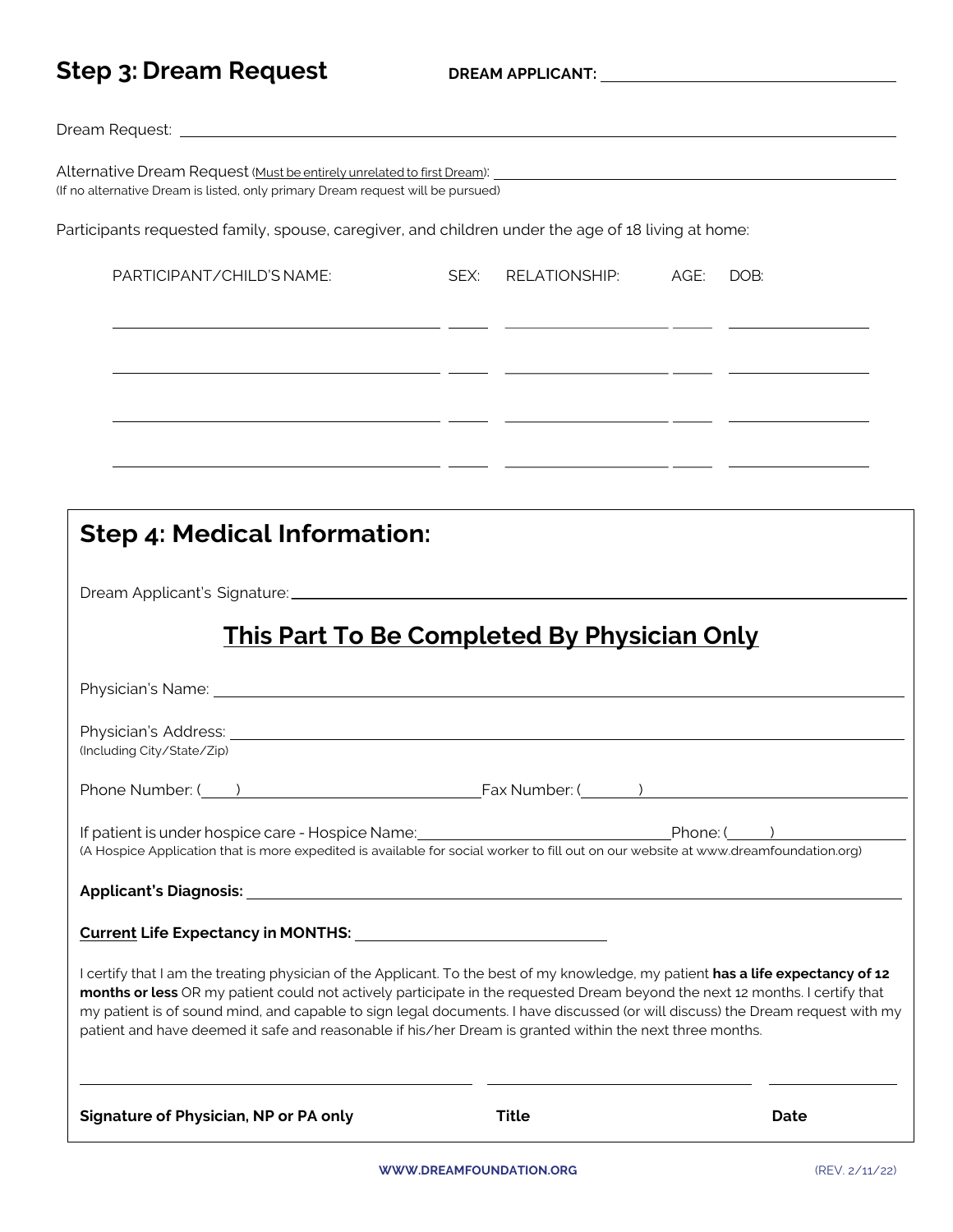## Step 3: Dream Request

**DREAM APPLICANT:** ______________________________

Dream Request: ______________________________

Alternative Dream Request (Must be entirely unrelated to first Dream): ______________________________
(If no alternative Dream is listed, only primary Dream request will be pursued)

Participants requested family, spouse, caregiver, and children under the age of 18 living at home:

| PARTICIPANT/CHILD'S NAME: | SEX: | RELATIONSHIP: | AGE: | DOB: |
|---|---|---|---|---|
| | | | | |
| | | | | |
| | | | | |
| | | | | |

## Step 4: Medical Information:

Dream Applicant's Signature: ______________________________

### This Part To Be Completed By Physician Only

Physician's Name: ______________________________

Physician's Address: ______________________________
(Including City/State/Zip)

Phone Number: (____) ______________________________ Fax Number: (______) ______________________________

If patient is under hospice care - Hospice Name: ______________________________ Phone: (____) ______________
(A Hospice Application that is more expedited is available for social worker to fill out on our website at www.dreamfoundation.org)

**Applicant's Diagnosis:** ______________________________

**Current Life Expectancy in MONTHS:** ______________________________

I certify that I am the treating physician of the Applicant. To the best of my knowledge, my patient **has a life expectancy of 12 months or less** OR my patient could not actively participate in the requested Dream beyond the next 12 months. I certify that my patient is of sound mind, and capable to sign legal documents. I have discussed (or will discuss) the Dream request with my patient and have deemed it safe and reasonable if his/her Dream is granted within the next three months.

______________________________ ______________________________ ______________

**Signature of Physician, NP or PA only** **Title** **Date**

WWW.DREAMFOUNDATION.ORG (REV. 2/11/22)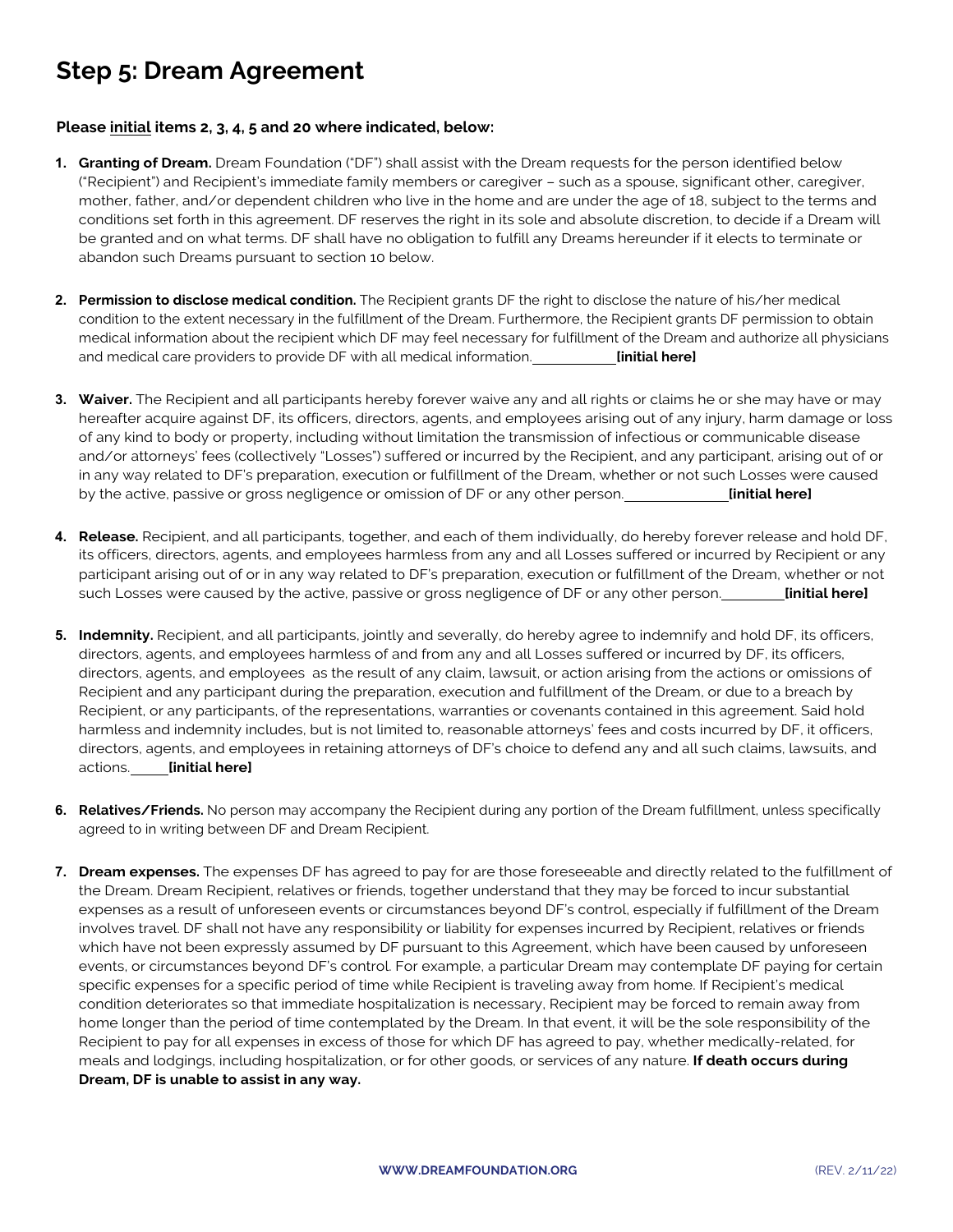# Step 5: Dream Agreement

**Please initial items 2, 3, 4, 5 and 20 where indicated, below:**

1. **Granting of Dream.** Dream Foundation ("DF") shall assist with the Dream requests for the person identified below ("Recipient") and Recipient's immediate family members or caregiver – such as a spouse, significant other, caregiver, mother, father, and/or dependent children who live in the home and are under the age of 18, subject to the terms and conditions set forth in this agreement. DF reserves the right in its sole and absolute discretion, to decide if a Dream will be granted and on what terms. DF shall have no obligation to fulfill any Dreams hereunder if it elects to terminate or abandon such Dreams pursuant to section 10 below.

2. **Permission to disclose medical condition.** The Recipient grants DF the right to disclose the nature of his/her medical condition to the extent necessary in the fulfillment of the Dream. Furthermore, the Recipient grants DF permission to obtain medical information about the recipient which DF may feel necessary for fulfillment of the Dream and authorize all physicians and medical care providers to provide DF with all medical information.__________ **[initial here]**

3. **Waiver.** The Recipient and all participants hereby forever waive any and all rights or claims he or she may have or may hereafter acquire against DF, its officers, directors, agents, and employees arising out of any injury, harm damage or loss of any kind to body or property, including without limitation the transmission of infectious or communicable disease and/or attorneys' fees (collectively "Losses") suffered or incurred by the Recipient, and any participant, arising out of or in any way related to DF's preparation, execution or fulfillment of the Dream, whether or not such Losses were caused by the active, passive or gross negligence or omission of DF or any other person.__________ **[initial here]**

4. **Release.** Recipient, and all participants, together, and each of them individually, do hereby forever release and hold DF, its officers, directors, agents, and employees harmless from any and all Losses suffered or incurred by Recipient or any participant arising out of or in any way related to DF's preparation, execution or fulfillment of the Dream, whether or not such Losses were caused by the active, passive or gross negligence of DF or any other person.________ **[initial here]**

5. **Indemnity.** Recipient, and all participants, jointly and severally, do hereby agree to indemnify and hold DF, its officers, directors, agents, and employees harmless of and from any and all Losses suffered or incurred by DF, its officers, directors, agents, and employees as the result of any claim, lawsuit, or action arising from the actions or omissions of Recipient and any participant during the preparation, execution and fulfillment of the Dream, or due to a breach by Recipient, or any participants, of the representations, warranties or covenants contained in this agreement. Said hold harmless and indemnity includes, but is not limited to, reasonable attorneys' fees and costs incurred by DF, it officers, directors, agents, and employees in retaining attorneys of DF's choice to defend any and all such claims, lawsuits, and actions._____ **[initial here]**

6. **Relatives/Friends.** No person may accompany the Recipient during any portion of the Dream fulfillment, unless specifically agreed to in writing between DF and Dream Recipient.

7. **Dream expenses.** The expenses DF has agreed to pay for are those foreseeable and directly related to the fulfillment of the Dream. Dream Recipient, relatives or friends, together understand that they may be forced to incur substantial expenses as a result of unforeseen events or circumstances beyond DF's control, especially if fulfillment of the Dream involves travel. DF shall not have any responsibility or liability for expenses incurred by Recipient, relatives or friends which have not been expressly assumed by DF pursuant to this Agreement, which have been caused by unforeseen events, or circumstances beyond DF's control. For example, a particular Dream may contemplate DF paying for certain specific expenses for a specific period of time while Recipient is traveling away from home. If Recipient's medical condition deteriorates so that immediate hospitalization is necessary, Recipient may be forced to remain away from home longer than the period of time contemplated by the Dream. In that event, it will be the sole responsibility of the Recipient to pay for all expenses in excess of those for which DF has agreed to pay, whether medically-related, for meals and lodgings, including hospitalization, or for other goods, or services of any nature. **If death occurs during Dream, DF is unable to assist in any way.**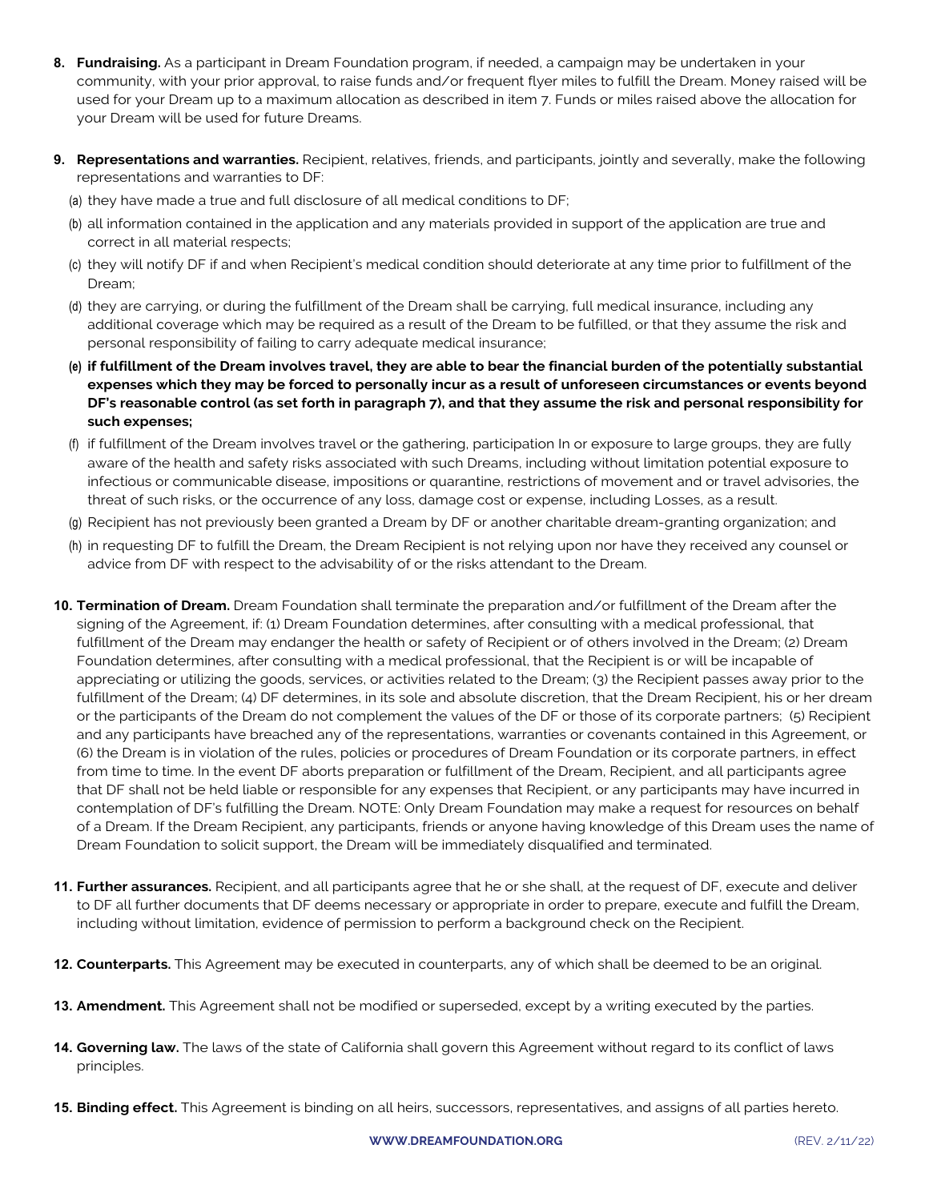8. **Fundraising.** As a participant in Dream Foundation program, if needed, a campaign may be undertaken in your community, with your prior approval, to raise funds and/or frequent flyer miles to fulfill the Dream. Money raised will be used for your Dream up to a maximum allocation as described in item 7. Funds or miles raised above the allocation for your Dream will be used for future Dreams.

9. **Representations and warranties.** Recipient, relatives, friends, and participants, jointly and severally, make the following representations and warranties to DF:
   (a) they have made a true and full disclosure of all medical conditions to DF;
   (b) all information contained in the application and any materials provided in support of the application are true and correct in all material respects;
   (c) they will notify DF if and when Recipient's medical condition should deteriorate at any time prior to fulfillment of the Dream;
   (d) they are carrying, or during the fulfillment of the Dream shall be carrying, full medical insurance, including any additional coverage which may be required as a result of the Dream to be fulfilled, or that they assume the risk and personal responsibility of failing to carry adequate medical insurance;
   **(e) if fulfillment of the Dream involves travel, they are able to bear the financial burden of the potentially substantial expenses which they may be forced to personally incur as a result of unforeseen circumstances or events beyond DF's reasonable control (as set forth in paragraph 7), and that they assume the risk and personal responsibility for such expenses;**
   (f) if fulfillment of the Dream involves travel or the gathering, participation In or exposure to large groups, they are fully aware of the health and safety risks associated with such Dreams, including without limitation potential exposure to infectious or communicable disease, impositions or quarantine, restrictions of movement and or travel advisories, the threat of such risks, or the occurrence of any loss, damage cost or expense, including Losses, as a result.
   (g) Recipient has not previously been granted a Dream by DF or another charitable dream-granting organization; and
   (h) in requesting DF to fulfill the Dream, the Dream Recipient is not relying upon nor have they received any counsel or advice from DF with respect to the advisability of or the risks attendant to the Dream.

10. **Termination of Dream.** Dream Foundation shall terminate the preparation and/or fulfillment of the Dream after the signing of the Agreement, if: (1) Dream Foundation determines, after consulting with a medical professional, that fulfillment of the Dream may endanger the health or safety of Recipient or of others involved in the Dream; (2) Dream Foundation determines, after consulting with a medical professional, that the Recipient is or will be incapable of appreciating or utilizing the goods, services, or activities related to the Dream; (3) the Recipient passes away prior to the fulfillment of the Dream; (4) DF determines, in its sole and absolute discretion, that the Dream Recipient, his or her dream or the participants of the Dream do not complement the values of the DF or those of its corporate partners; (5) Recipient and any participants have breached any of the representations, warranties or covenants contained in this Agreement, or (6) the Dream is in violation of the rules, policies or procedures of Dream Foundation or its corporate partners, in effect from time to time. In the event DF aborts preparation or fulfillment of the Dream, Recipient, and all participants agree that DF shall not be held liable or responsible for any expenses that Recipient, or any participants may have incurred in contemplation of DF's fulfilling the Dream. NOTE: Only Dream Foundation may make a request for resources on behalf of a Dream. If the Dream Recipient, any participants, friends or anyone having knowledge of this Dream uses the name of Dream Foundation to solicit support, the Dream will be immediately disqualified and terminated.

11. **Further assurances.** Recipient, and all participants agree that he or she shall, at the request of DF, execute and deliver to DF all further documents that DF deems necessary or appropriate in order to prepare, execute and fulfill the Dream, including without limitation, evidence of permission to perform a background check on the Recipient.

12. **Counterparts.** This Agreement may be executed in counterparts, any of which shall be deemed to be an original.

13. **Amendment.** This Agreement shall not be modified or superseded, except by a writing executed by the parties.

14. **Governing law.** The laws of the state of California shall govern this Agreement without regard to its conflict of laws principles.

15. **Binding effect.** This Agreement is binding on all heirs, successors, representatives, and assigns of all parties hereto.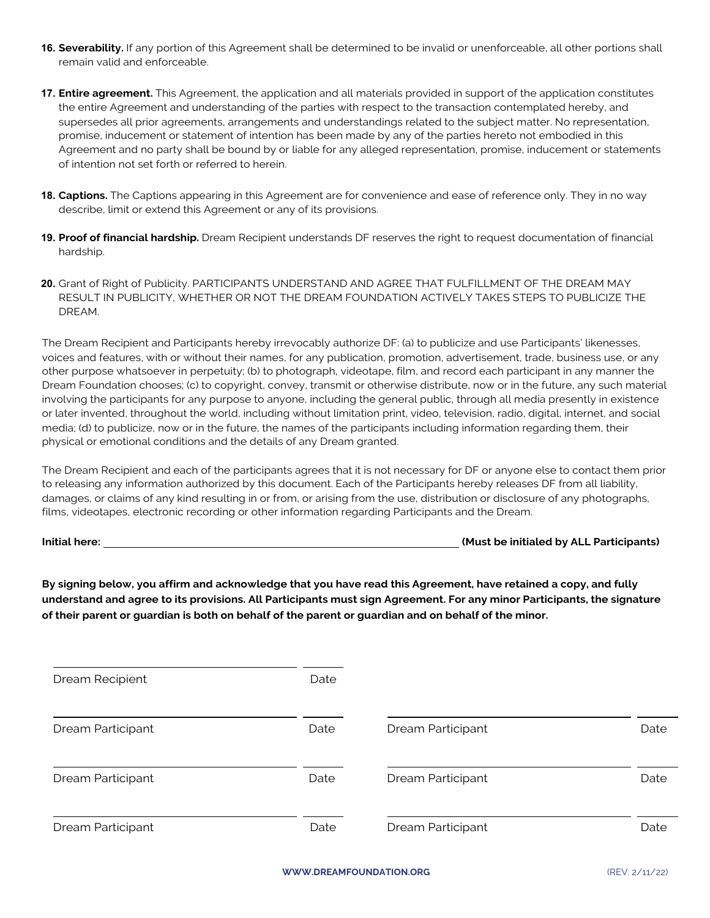16. **Severability.** If any portion of this Agreement shall be determined to be invalid or unenforceable, all other portions shall remain valid and enforceable.

17. **Entire agreement.** This Agreement, the application and all materials provided in support of the application constitutes the entire Agreement and understanding of the parties with respect to the transaction contemplated hereby, and supersedes all prior agreements, arrangements and understandings related to the subject matter. No representation, promise, inducement or statement of intention has been made by any of the parties hereto not embodied in this Agreement and no party shall be bound by or liable for any alleged representation, promise, inducement or statements of intention not set forth or referred to herein.

18. **Captions.** The Captions appearing in this Agreement are for convenience and ease of reference only. They in no way describe, limit or extend this Agreement or any of its provisions.

19. **Proof of financial hardship.** Dream Recipient understands DF reserves the right to request documentation of financial hardship.

20. Grant of Right of Publicity. PARTICIPANTS UNDERSTAND AND AGREE THAT FULFILLMENT OF THE DREAM MAY RESULT IN PUBLICITY, WHETHER OR NOT THE DREAM FOUNDATION ACTIVELY TAKES STEPS TO PUBLICIZE THE DREAM.

The Dream Recipient and Participants hereby irrevocably authorize DF: (a) to publicize and use Participants' likenesses, voices and features, with or without their names, for any publication, promotion, advertisement, trade, business use, or any other purpose whatsoever in perpetuity; (b) to photograph, videotape, film, and record each participant in any manner the Dream Foundation chooses; (c) to copyright, convey, transmit or otherwise distribute, now or in the future, any such material involving the participants for any purpose to anyone, including the general public, through all media presently in existence or later invented, throughout the world, including without limitation print, video, television, radio, digital, internet, and social media; (d) to publicize, now or in the future, the names of the participants including information regarding them, their physical or emotional conditions and the details of any Dream granted.

The Dream Recipient and each of the participants agrees that it is not necessary for DF or anyone else to contact them prior to releasing any information authorized by this document. Each of the Participants hereby releases DF from all liability, damages, or claims of any kind resulting in or from, or arising from the use, distribution or disclosure of any photographs, films, videotapes, electronic recording or other information regarding Participants and the Dream.

**Initial here:** ______________________________ **(Must be initialed by ALL Participants)**

**By signing below, you affirm and acknowledge that you have read this Agreement, have retained a copy, and fully understand and agree to its provisions. All Participants must sign Agreement. For any minor Participants, the signature of their parent or guardian is both on behalf of the parent or guardian and on behalf of the minor.**

______________________________ ________
Dream Recipient Date

______________________________ ________ ______________________________ ________
Dream Participant Date Dream Participant Date

______________________________ ________ ______________________________ ________
Dream Participant Date Dream Participant Date

______________________________ ________ ______________________________ ________
Dream Participant Date Dream Participant Date

WWW.DREAMFOUNDATION.ORG (REV. 2/11/22)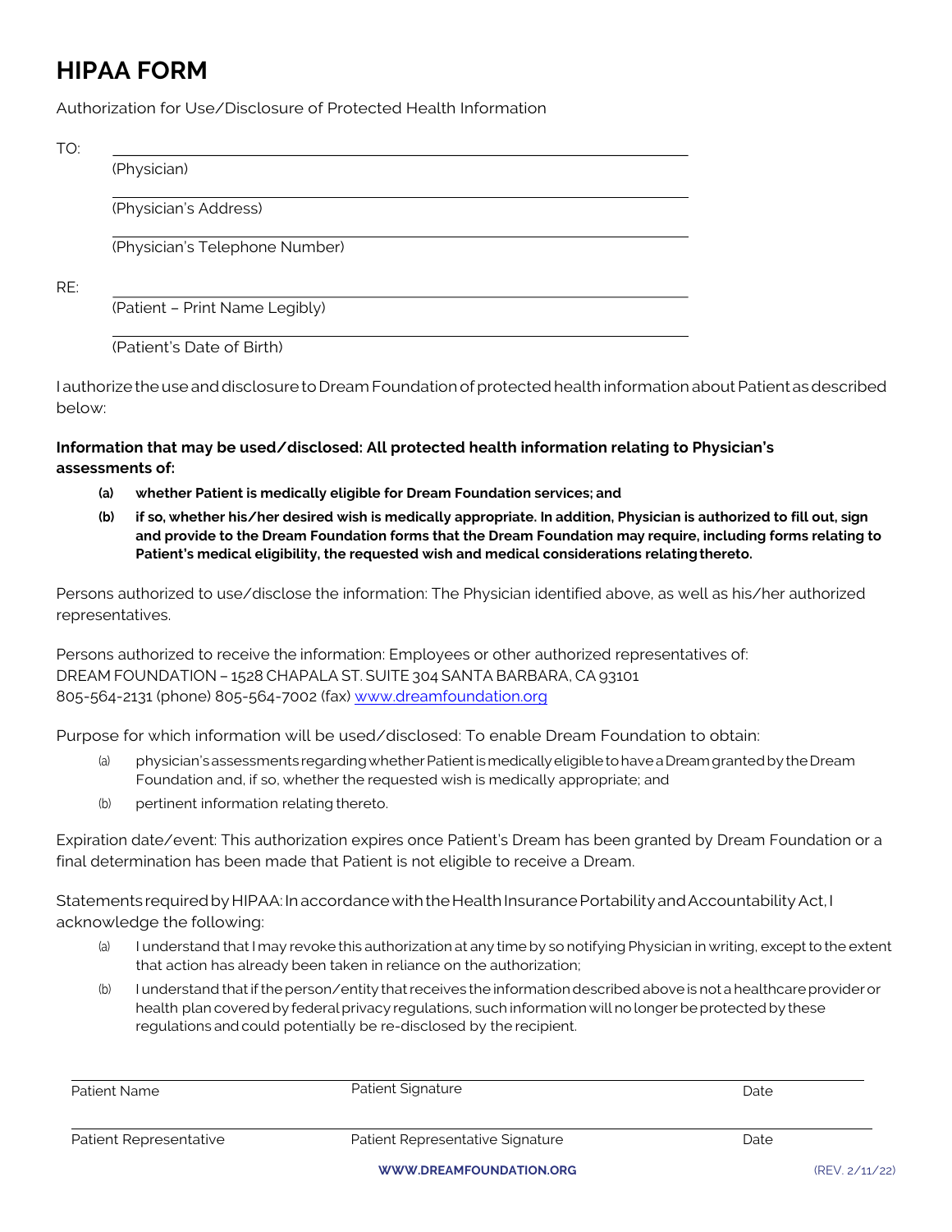# HIPAA FORM

Authorization for Use/Disclosure of Protected Health Information

TO: ______________________________________________
(Physician)

______________________________________________
(Physician's Address)

______________________________________________
(Physician's Telephone Number)

RE: ______________________________________________
(Patient – Print Name Legibly)

______________________________________________
(Patient's Date of Birth)

I authorize the use and disclosure to Dream Foundation of protected health information about Patient as described below:

**Information that may be used/disclosed: All protected health information relating to Physician's assessments of:**

- **(a) whether Patient is medically eligible for Dream Foundation services; and**
- **(b) if so, whether his/her desired wish is medically appropriate. In addition, Physician is authorized to fill out, sign and provide to the Dream Foundation forms that the Dream Foundation may require, including forms relating to Patient's medical eligibility, the requested wish and medical considerations relating thereto.**

Persons authorized to use/disclose the information: The Physician identified above, as well as his/her authorized representatives.

Persons authorized to receive the information: Employees or other authorized representatives of:
DREAM FOUNDATION – 1528 CHAPALA ST. SUITE 304 SANTA BARBARA, CA 93101
805-564-2131 (phone) 805-564-7002 (fax) www.dreamfoundation.org

Purpose for which information will be used/disclosed: To enable Dream Foundation to obtain:

- (a) physician's assessments regarding whether Patient is medically eligible to have a Dream granted by the Dream Foundation and, if so, whether the requested wish is medically appropriate; and
- (b) pertinent information relating thereto.

Expiration date/event: This authorization expires once Patient's Dream has been granted by Dream Foundation or a final determination has been made that Patient is not eligible to receive a Dream.

Statements required by HIPAA: In accordance with the Health Insurance Portability and Accountability Act, I acknowledge the following:

- (a) I understand that I may revoke this authorization at any time by so notifying Physician in writing, except to the extent that action has already been taken in reliance on the authorization;
- (b) I understand that if the person/entity that receives the information described above is not a healthcare provider or health plan covered by federal privacy regulations, such information will no longer be protected by these regulations and could potentially be re-disclosed by the recipient.

| Patient Name | Patient Signature | Date |
|---|---|---|
| | | |

| Patient Representative | Patient Representative Signature | Date |
|---|---|---|
| | | |

WWW.DREAMFOUNDATION.ORG (REV. 2/11/22)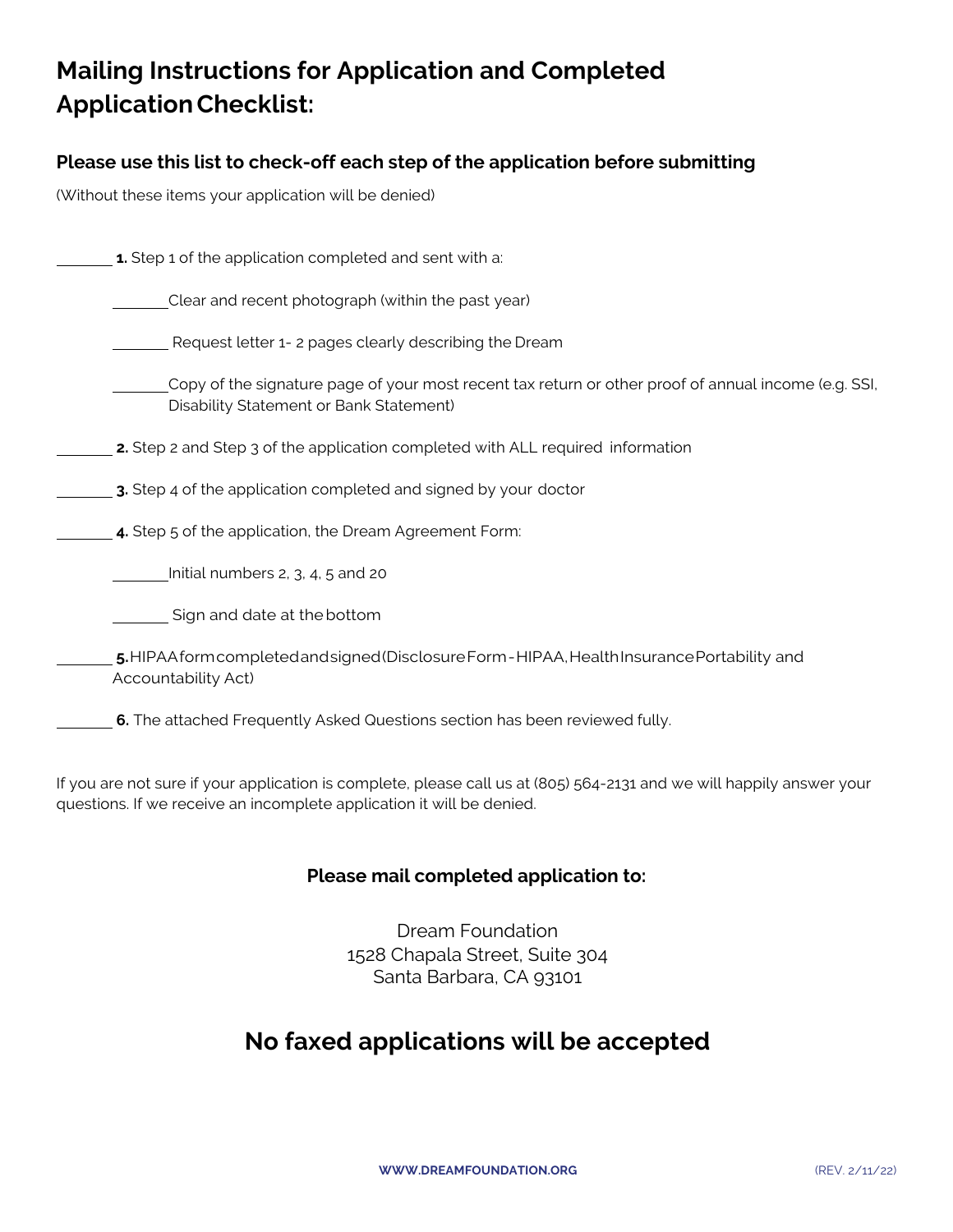# Mailing Instructions for Application and Completed Application Checklist:

### Please use this list to check-off each step of the application before submitting

(Without these items your application will be denied)

_______ **1.** Step 1 of the application completed and sent with a:

- _______ Clear and recent photograph (within the past year)
- _______ Request letter 1- 2 pages clearly describing the Dream
- _______ Copy of the signature page of your most recent tax return or other proof of annual income (e.g. SSI, Disability Statement or Bank Statement)

_______ **2.** Step 2 and Step 3 of the application completed with ALL required information

_______ **3.** Step 4 of the application completed and signed by your doctor

_______ **4.** Step 5 of the application, the Dream Agreement Form:

- _______ Initial numbers 2, 3, 4, 5 and 20
- _______ Sign and date at the bottom

_______ **5.** HIPAA form completed and signed (Disclosure Form - HIPAA, Health Insurance Portability and Accountability Act)

_______ **6.** The attached Frequently Asked Questions section has been reviewed fully.

If you are not sure if your application is complete, please call us at (805) 564-2131 and we will happily answer your questions. If we receive an incomplete application it will be denied.

**Please mail completed application to:**

Dream Foundation
1528 Chapala Street, Suite 304
Santa Barbara, CA 93101

## No faxed applications will be accepted

WWW.DREAMFOUNDATION.ORG (REV. 2/11/22)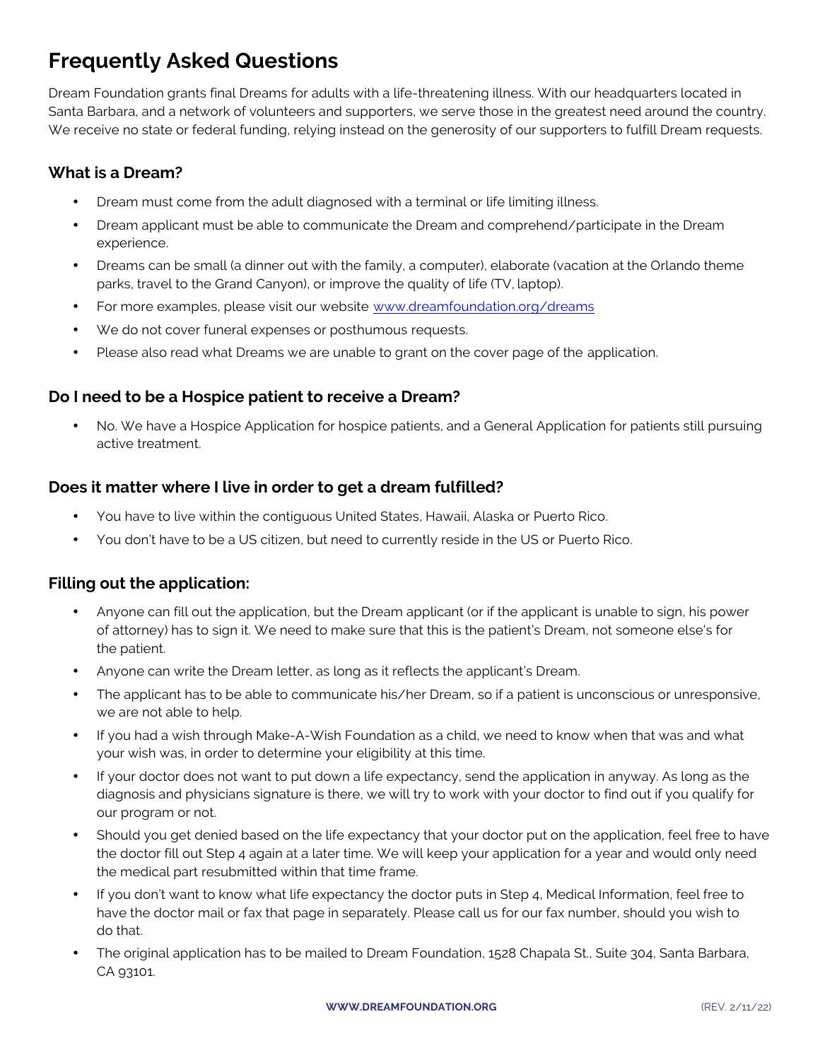# Frequently Asked Questions

Dream Foundation grants final Dreams for adults with a life-threatening illness. With our headquarters located in Santa Barbara, and a network of volunteers and supporters, we serve those in the greatest need around the country. We receive no state or federal funding, relying instead on the generosity of our supporters to fulfill Dream requests.

## What is a Dream?

- Dream must come from the adult diagnosed with a terminal or life limiting illness.
- Dream applicant must be able to communicate the Dream and comprehend/participate in the Dream experience.
- Dreams can be small (a dinner out with the family, a computer), elaborate (vacation at the Orlando theme parks, travel to the Grand Canyon), or improve the quality of life (TV, laptop).
- For more examples, please visit our website www.dreamfoundation.org/dreams
- We do not cover funeral expenses or posthumous requests.
- Please also read what Dreams we are unable to grant on the cover page of the application.

## Do I need to be a Hospice patient to receive a Dream?

- No. We have a Hospice Application for hospice patients, and a General Application for patients still pursuing active treatment.

## Does it matter where I live in order to get a dream fulfilled?

- You have to live within the contiguous United States, Hawaii, Alaska or Puerto Rico.
- You don't have to be a US citizen, but need to currently reside in the US or Puerto Rico.

## Filling out the application:

- Anyone can fill out the application, but the Dream applicant (or if the applicant is unable to sign, his power of attorney) has to sign it. We need to make sure that this is the patient's Dream, not someone else's for the patient.
- Anyone can write the Dream letter, as long as it reflects the applicant's Dream.
- The applicant has to be able to communicate his/her Dream, so if a patient is unconscious or unresponsive, we are not able to help.
- If you had a wish through Make-A-Wish Foundation as a child, we need to know when that was and what your wish was, in order to determine your eligibility at this time.
- If your doctor does not want to put down a life expectancy, send the application in anyway. As long as the diagnosis and physicians signature is there, we will try to work with your doctor to find out if you qualify for our program or not.
- Should you get denied based on the life expectancy that your doctor put on the application, feel free to have the doctor fill out Step 4 again at a later time. We will keep your application for a year and would only need the medical part resubmitted within that time frame.
- If you don't want to know what life expectancy the doctor puts in Step 4, Medical Information, feel free to have the doctor mail or fax that page in separately. Please call us for our fax number, should you wish to do that.
- The original application has to be mailed to Dream Foundation, 1528 Chapala St., Suite 304, Santa Barbara, CA 93101.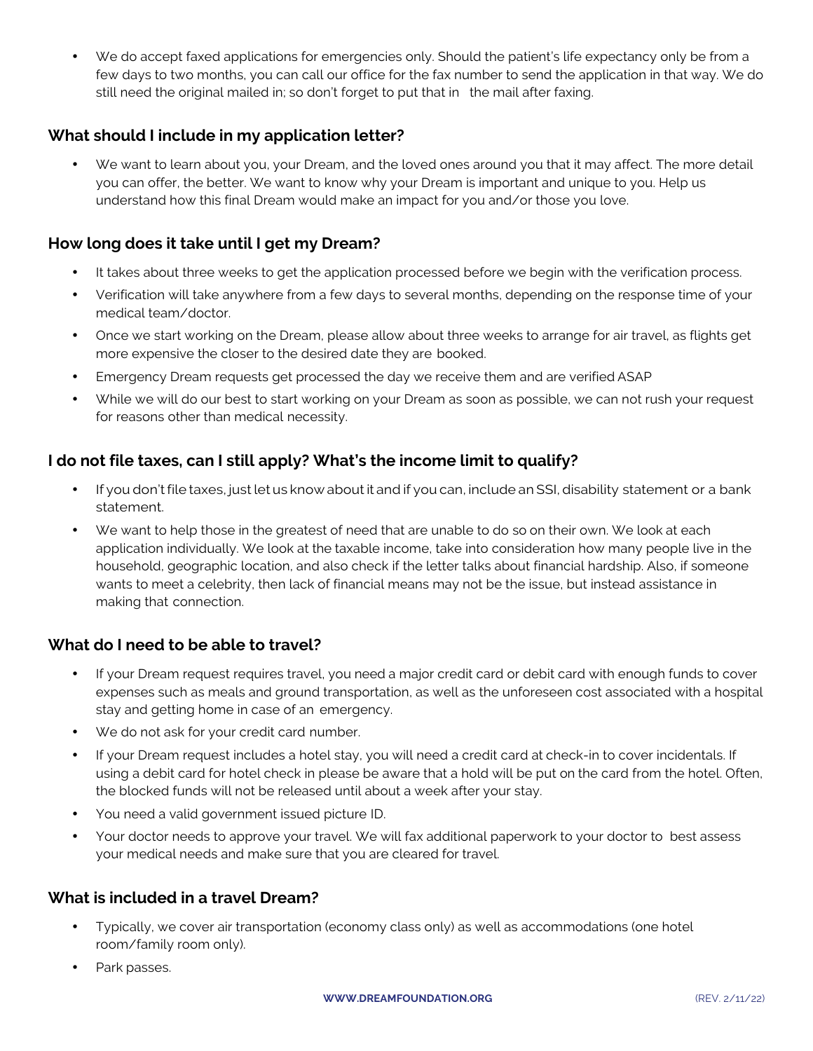- We do accept faxed applications for emergencies only. Should the patient's life expectancy only be from a few days to two months, you can call our office for the fax number to send the application in that way. We do still need the original mailed in; so don't forget to put that in the mail after faxing.

## What should I include in my application letter?

- We want to learn about you, your Dream, and the loved ones around you that it may affect. The more detail you can offer, the better. We want to know why your Dream is important and unique to you. Help us understand how this final Dream would make an impact for you and/or those you love.

## How long does it take until I get my Dream?

- It takes about three weeks to get the application processed before we begin with the verification process.
- Verification will take anywhere from a few days to several months, depending on the response time of your medical team/doctor.
- Once we start working on the Dream, please allow about three weeks to arrange for air travel, as flights get more expensive the closer to the desired date they are booked.
- Emergency Dream requests get processed the day we receive them and are verified ASAP
- While we will do our best to start working on your Dream as soon as possible, we can not rush your request for reasons other than medical necessity.

## I do not file taxes, can I still apply? What's the income limit to qualify?

- If you don't file taxes, just let us know about it and if you can, include an SSI, disability statement or a bank statement.
- We want to help those in the greatest of need that are unable to do so on their own. We look at each application individually. We look at the taxable income, take into consideration how many people live in the household, geographic location, and also check if the letter talks about financial hardship. Also, if someone wants to meet a celebrity, then lack of financial means may not be the issue, but instead assistance in making that connection.

## What do I need to be able to travel?

- If your Dream request requires travel, you need a major credit card or debit card with enough funds to cover expenses such as meals and ground transportation, as well as the unforeseen cost associated with a hospital stay and getting home in case of an emergency.
- We do not ask for your credit card number.
- If your Dream request includes a hotel stay, you will need a credit card at check-in to cover incidentals. If using a debit card for hotel check in please be aware that a hold will be put on the card from the hotel. Often, the blocked funds will not be released until about a week after your stay.
- You need a valid government issued picture ID.
- Your doctor needs to approve your travel. We will fax additional paperwork to your doctor to best assess your medical needs and make sure that you are cleared for travel.

## What is included in a travel Dream?

- Typically, we cover air transportation (economy class only) as well as accommodations (one hotel room/family room only).
- Park passes.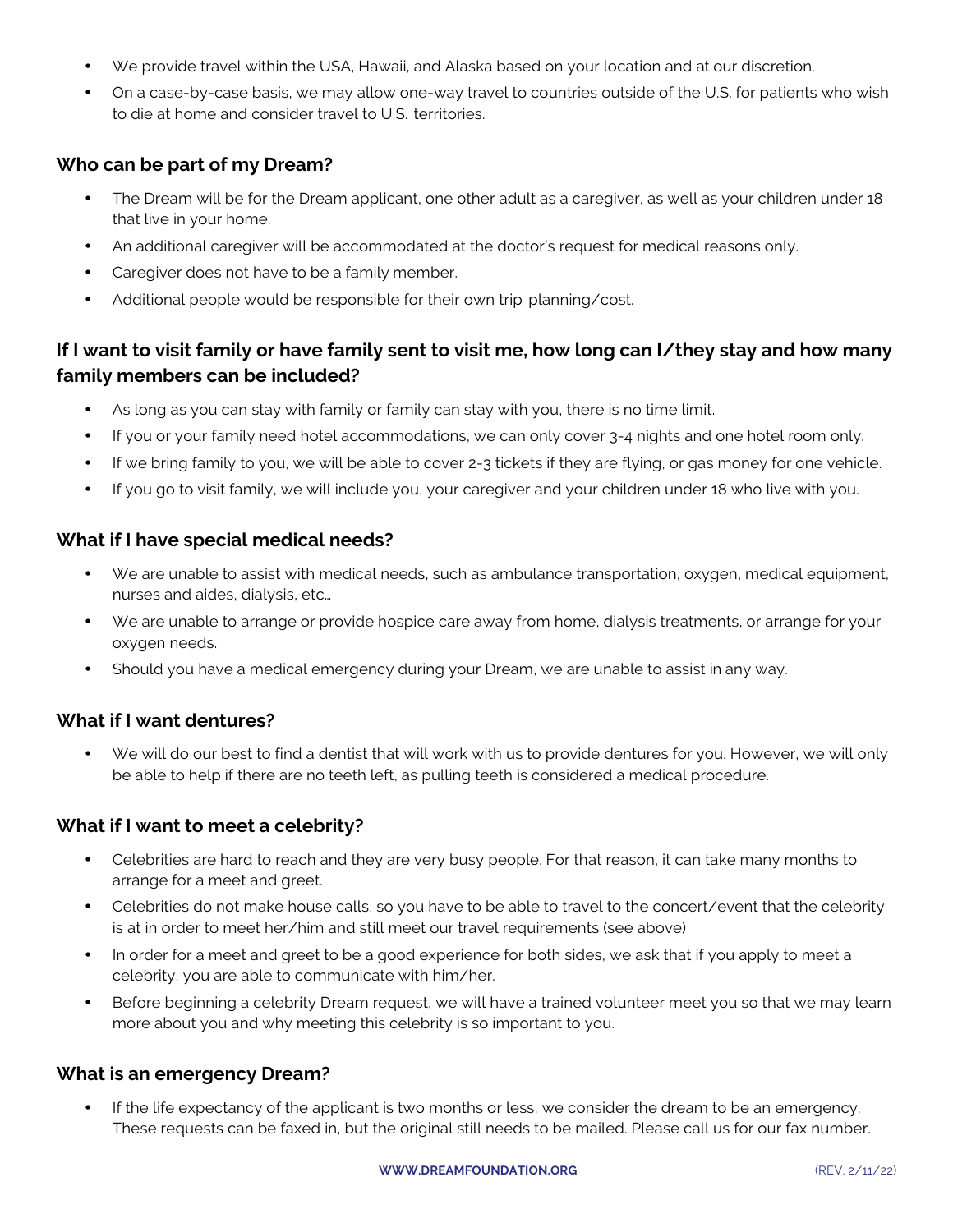- We provide travel within the USA, Hawaii, and Alaska based on your location and at our discretion.
- On a case-by-case basis, we may allow one-way travel to countries outside of the U.S. for patients who wish to die at home and consider travel to U.S. territories.

### Who can be part of my Dream?

- The Dream will be for the Dream applicant, one other adult as a caregiver, as well as your children under 18 that live in your home.
- An additional caregiver will be accommodated at the doctor's request for medical reasons only.
- Caregiver does not have to be a family member.
- Additional people would be responsible for their own trip planning/cost.

### If I want to visit family or have family sent to visit me, how long can I/they stay and how many family members can be included?

- As long as you can stay with family or family can stay with you, there is no time limit.
- If you or your family need hotel accommodations, we can only cover 3-4 nights and one hotel room only.
- If we bring family to you, we will be able to cover 2-3 tickets if they are flying, or gas money for one vehicle.
- If you go to visit family, we will include you, your caregiver and your children under 18 who live with you.

### What if I have special medical needs?

- We are unable to assist with medical needs, such as ambulance transportation, oxygen, medical equipment, nurses and aides, dialysis, etc…
- We are unable to arrange or provide hospice care away from home, dialysis treatments, or arrange for your oxygen needs.
- Should you have a medical emergency during your Dream, we are unable to assist in any way.

### What if I want dentures?

- We will do our best to find a dentist that will work with us to provide dentures for you. However, we will only be able to help if there are no teeth left, as pulling teeth is considered a medical procedure.

### What if I want to meet a celebrity?

- Celebrities are hard to reach and they are very busy people. For that reason, it can take many months to arrange for a meet and greet.
- Celebrities do not make house calls, so you have to be able to travel to the concert/event that the celebrity is at in order to meet her/him and still meet our travel requirements (see above)
- In order for a meet and greet to be a good experience for both sides, we ask that if you apply to meet a celebrity, you are able to communicate with him/her.
- Before beginning a celebrity Dream request, we will have a trained volunteer meet you so that we may learn more about you and why meeting this celebrity is so important to you.

### What is an emergency Dream?

- If the life expectancy of the applicant is two months or less, we consider the dream to be an emergency. These requests can be faxed in, but the original still needs to be mailed. Please call us for our fax number.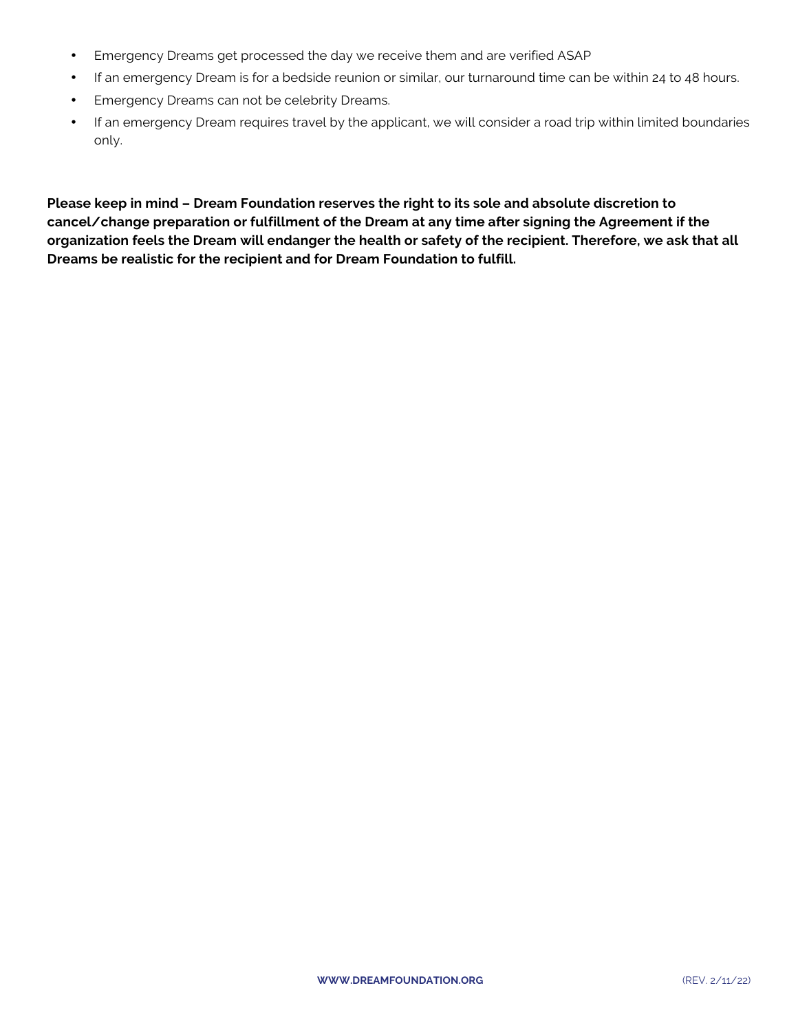- Emergency Dreams get processed the day we receive them and are verified ASAP
- If an emergency Dream is for a bedside reunion or similar, our turnaround time can be within 24 to 48 hours.
- Emergency Dreams can not be celebrity Dreams.
- If an emergency Dream requires travel by the applicant, we will consider a road trip within limited boundaries only.

**Please keep in mind – Dream Foundation reserves the right to its sole and absolute discretion to cancel/change preparation or fulfillment of the Dream at any time after signing the Agreement if the organization feels the Dream will endanger the health or safety of the recipient. Therefore, we ask that all Dreams be realistic for the recipient and for Dream Foundation to fulfill.**